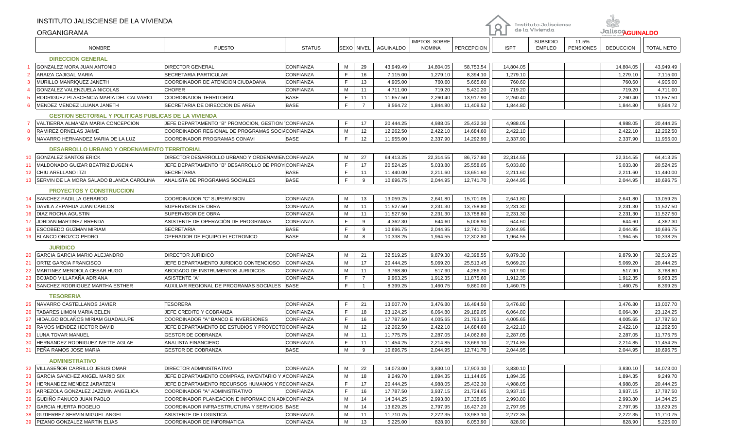# INSTITUTO JALISCIENSE DE LA VIVIENDA

## ORGANIGRAMA

**AGUINALDO**

| | NOMBRE | PUESTO | STATUS | SEXO | NIVEL | AGUINALDO | IMPTOS. SOBRE NOMINA | PERCEPCION | ISPT | SUBSIDIO EMPLEO | 11.5% PENSIONES | DEDUCCION | TOTAL NETO |
|---|---|---|---|---|---|---|---|---|---|---|---|---|---|
| | **DIRECCION GENERAL** | | | | | | | | | | | | |
| 1 | GONZALEZ MORA JUAN ANTONIO | DIRECTOR GENERAL | CONFIANZA | M | 29 | 43,949.49 | 14,804.05 | 58,753.54 | 14,804.05 | | | 14,804.05 | 43,949.49 |
| 2 | ARAIZA CAJIGAL MARIA | SECRETARIA PARTICULAR | CONFIANZA | F | 16 | 7,115.00 | 1,279.10 | 8,394.10 | 1,279.10 | | | 1,279.10 | 7,115.00 |
| 3 | MURILLO MANRIQUEZ JANETH | COORDINADOR DE ATENCION CIUDADANA | CONFIANZA | F | 13 | 4,905.00 | 760.60 | 5,665.60 | 760.60 | | | 760.60 | 4,905.00 |
| 4 | GONZALEZ VALENZUELA NICOLAS | CHOFER | CONFIANZA | M | 11 | 4,711.00 | 719.20 | 5,430.20 | 719.20 | | | 719.20 | 4,711.00 |
| 5 | RODRIGUEZ PLASCENCIA MARIA DEL CALVARIO | COORDINADOR TERRITORIAL | BASE | F | 11 | 11,657.50 | 2,260.40 | 13,917.90 | 2,260.40 | | | 2,260.40 | 11,657.50 |
| 6 | MENDEZ MENDEZ LILIANA JANETH | SECRETARIA DE DIRECCION DE AREA | BASE | F | 7 | 9,564.72 | 1,844.80 | 11,409.52 | 1,844.80 | | | 1,844.80 | 9,564.72 |
| | **GESTION SECTORIAL Y POLITICAS PUBLICAS DE LA VIVIENDA** | | | | | | | | | | | | |
| 7 | VALTIERRA ALMANZA MARIA CONCEPCION | JEFE DEPARTAMENTO "B" PROMOCION, GESTION | CONFIANZA | F | 17 | 20,444.25 | 4,988.05 | 25,432.30 | 4,988.05 | | | 4,988.05 | 20,444.25 |
| 8 | RAMIREZ ORNELAS JAIME | COORDINADOR REGIONAL DE PROGRAMAS SOCI | CONFIANZA | M | 12 | 12,262.50 | 2,422.10 | 14,684.60 | 2,422.10 | | | 2,422.10 | 12,262.50 |
| 9 | NAVARRO HERNANDEZ MARIA DE LA LUZ | COORDINADOR PROGRAMAS CONAVI | BASE | F | 12 | 11,955.00 | 2,337.90 | 14,292.90 | 2,337.90 | | | 2,337.90 | 11,955.00 |
| | **DESARROLLO URBANO Y ORDENAMIENTO TERRITORIAL** | | | | | | | | | | | | |
| 10 | GONZALEZ SANTOS ERICK | DIRECTOR DESARROLLO URBANO Y ORDENAMIEN | CONFIANZA | M | 27 | 64,413.25 | 22,314.55 | 86,727.80 | 22,314.55 | | | 22,314.55 | 64,413.25 |
| 11 | MALDONADO GUIZAR BEATRIZ EUGENIA | JEFE DEPARTAMENTO "B" DESARROLLO DE PROY | CONFIANZA | F | 17 | 20,524.25 | 5,033.80 | 25,558.05 | 5,033.80 | | | 5,033.80 | 20,524.25 |
| 12 | CHIU ARELLANO ITZI | SECRETARIA | BASE | F | 11 | 11,440.00 | 2,211.60 | 13,651.60 | 2,211.60 | | | 2,211.60 | 11,440.00 |
| 13 | SERVIN DE LA MORA SALADO BLANCA CAROLINA | ANALISTA DE PROGRAMAS SOCIALES | BASE | F | 9 | 10,696.75 | 2,044.95 | 12,741.70 | 2,044.95 | | | 2,044.95 | 10,696.75 |
| | **PROYECTOS Y CONSTRUCCION** | | | | | | | | | | | | |
| 14 | SANCHEZ PADILLA GERARDO | COORDINADOR "C" SUPERVISION | CONFIANZA | M | 13 | 13,059.25 | 2,641.80 | 15,701.05 | 2,641.80 | | | 2,641.80 | 13,059.25 |
| 15 | DAVILA ZEPAHUA JUAN CARLOS | SUPERVISOR DE OBRA | CONFIANZA | M | 11 | 11,527.50 | 2,231.30 | 13,758.80 | 2,231.30 | | | 2,231.30 | 11,527.50 |
| 16 | DIAZ ROCHA AGUSTIN | SUPERVISOR DE OBRA | CONFIANZA | M | 11 | 11,527.50 | 2,231.30 | 13,758.80 | 2,231.30 | | | 2,231.30 | 11,527.50 |
| 17 | JORDAN MARTINEZ BRENDA | ASISTENTE DE OPERACIÓN DE PROGRAMAS | CONFIANZA | F | 9 | 4,362.30 | 644.60 | 5,006.90 | 644.60 | | | 644.60 | 4,362.30 |
| 18 | ESCOBEDO GUZMAN MIRIAM | SECRETARIA | BASE | F | 9 | 10,696.75 | 2,044.95 | 12,741.70 | 2,044.95 | | | 2,044.95 | 10,696.75 |
| 19 | BLANCO OROZCO PEDRO | OPERADOR DE EQUIPO ELECTRONICO | BASE | M | 8 | 10,338.25 | 1,964.55 | 12,302.80 | 1,964.55 | | | 1,964.55 | 10,338.25 |
| | **JURIDICO** | | | | | | | | | | | | |
| 20 | GARCIA GARCIA MARIO ALEJANDRO | DIRECTOR JURIDICO | CONFIANZA | M | 21 | 32,519.25 | 9,879.30 | 42,398.55 | 9,879.30 | | | 9,879.30 | 32,519.25 |
| 21 | ORTIZ GARCIA FRANCISCO | JEFE DEPARTAMENTO JURIDICO CONTENCIOSO | CONFIANZA | M | 17 | 20,444.25 | 5,069.20 | 25,513.45 | 5,069.20 | | | 5,069.20 | 20,444.25 |
| 22 | MARTINEZ MENDIOLA CESAR HUGO | ABOGADO DE INSTRUMENTOS JURIDICOS | CONFIANZA | M | 11 | 3,768.80 | 517.90 | 4,286.70 | 517.90 | | | 517.90 | 3,768.80 |
| 23 | BOJADO VILLAFAÑA ADRIANA | ASISTENTE "A" | CONFIANZA | F | 7 | 9,963.25 | 1,912.35 | 11,875.60 | 1,912.35 | | | 1,912.35 | 9,963.25 |
| 24 | SANCHEZ RODRIGUEZ MARTHA ESTHER | AUXILIAR REGIONAL DE PROGRAMAS SOCIALES | BASE | F | 1 | 8,399.25 | 1,460.75 | 9,860.00 | 1,460.75 | | | 1,460.75 | 8,399.25 |
| | **TESORERIA** | | | | | | | | | | | | |
| 25 | NAVARRO CASTELLANOS JAVIER | TESORERA | CONFIANZA | F | 21 | 13,007.70 | 3,476.80 | 16,484.50 | 3,476.80 | | | 3,476.80 | 13,007.70 |
| 26 | TABARES LIMON MARIA BELEN | JEFE CREDITO Y COBRANZA | CONFIANZA | F | 18 | 23,124.25 | 6,064.80 | 29,189.05 | 6,064.80 | | | 6,064.80 | 23,124.25 |
| 27 | HIDALGO BOLAÑOS MIRIAM GUADALUPE | COORDINADOR "A" BANCO E INVERSIONES | CONFIANZA | F | 16 | 17,787.50 | 4,005.65 | 21,793.15 | 4,005.65 | | | 4,005.65 | 17,787.50 |
| 28 | RAMOS MENDEZ HECTOR DAVID | JEFE DEPARTAMENTO DE ESTUDIOS Y PROYECTO | CONFIANZA | M | 12 | 12,262.50 | 2,422.10 | 14,684.60 | 2,422.10 | | | 2,422.10 | 12,262.50 |
| 29 | LUNA TOVAR MANUEL | GESTOR DE COBRANZA | CONFIANZA | M | 11 | 11,775.75 | 2,287.05 | 14,062.80 | 2,287.05 | | | 2,287.05 | 11,775.75 |
| 30 | HERNANDEZ RODRIGUEZ IVETTE AGLAE | ANALISTA FINANCIERO | CONFIANZA | F | 11 | 11,454.25 | 2,214.85 | 13,669.10 | 2,214.85 | | | 2,214.85 | 11,454.25 |
| 31 | PEÑA RAMOS JOSE MARIA | GESTOR DE COBRANZA | BASE | M | 9 | 10,696.75 | 2,044.95 | 12,741.70 | 2,044.95 | | | 2,044.95 | 10,696.75 |
| | **ADMINISTRATIVO** | | | | | | | | | | | | |
| 32 | VILLASEÑOR CARRILLO JESUS OMAR | DIRECTOR ADMINISTRATIVO | CONFIANZA | M | 22 | 14,073.00 | 3,830.10 | 17,903.10 | 3,830.10 | | | 3,830.10 | 14,073.00 |
| 33 | GARCIA SANCHEZ ANGEL MARIO SIX | JEFE DEPARTAMENTO COMPRAS, INVENTARIO Y A | CONFIANZA | M | 18 | 9,249.70 | 1,894.35 | 11,144.05 | 1,894.35 | | | 1,894.35 | 9,249.70 |
| 34 | HERNANDEZ MENDEZ JARATZEN | JEFE DEPARTAMENTO RECURSOS HUMANOS Y RE | CONFIANZA | F | 17 | 20,444.25 | 4,988.05 | 25,432.30 | 4,988.05 | | | 4,988.05 | 20,444.25 |
| 35 | ARREZOLA GONZALEZ JAZZMIN ANGELICA | COORDINADOR "A" ADMINISTRATIVO | CONFIANZA | F | 16 | 17,787.50 | 3,937.15 | 21,724.65 | 3,937.15 | | | 3,937.15 | 17,787.50 |
| 36 | GUDIÑO PANUCO JUAN PABLO | COORDINADOR PLANEACION E INFORMACION AD | CONFIANZA | M | 14 | 14,344.25 | 2,993.80 | 17,338.05 | 2,993.80 | | | 2,993.80 | 14,344.25 |
| 37 | GARCIA HUERTA ROGELIO | COORDINADOR INFRAESTRUCTURA Y SERVICIOS | BASE | M | 14 | 13,629.25 | 2,797.95 | 16,427.20 | 2,797.95 | | | 2,797.95 | 13,629.25 |
| 38 | GUTIERREZ SERVIN MIGUEL ANGEL | ASISTENTE DE LOGISTICA | CONFIANZA | M | 11 | 11,710.75 | 2,272.35 | 13,983.10 | 2,272.35 | | | 2,272.35 | 11,710.75 |
| 39 | PIZANO GONZALEZ MARTIN ELIAS | COORDINADOR DE INFORMATICA | CONFIANZA | M | 13 | 5,225.00 | 828.90 | 6,053.90 | 828.90 | | | 828.90 | 5,225.00 |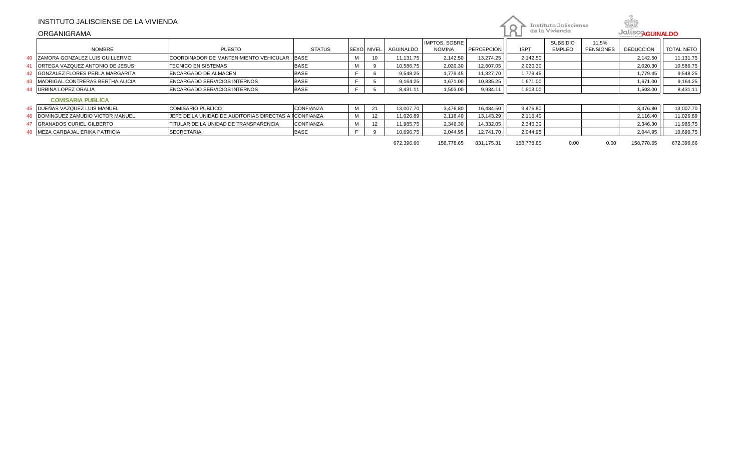INSTITUTO JALISCIENSE DE LA VIVIENDA

ORGANIGRAMA

Instituto Jalisciense de la Vivienda

Jalisco **AGUINALDO**

| | NOMBRE | PUESTO | STATUS | SEXO | NIVEL | AGUINALDO | IMPTOS. SOBRE NOMINA | PERCEPCION | ISPT | SUBSIDIO EMPLEO | 11.5% PENSIONES | DEDUCCION | TOTAL NETO |
|---|---|---|---|---|---|---|---|---|---|---|---|---|---|
| 40 | ZAMORA GONZALEZ LUIS GUILLERMO | COORDINADOR DE MANTENIMIENTO VEHICULAR | BASE | M | 10 | 11,131.75 | 2,142.50 | 13,274.25 | 2,142.50 | | | 2,142.50 | 11,131.75 |
| 41 | ORTEGA VAZQUEZ ANTONIO DE JESUS | TECNICO EN SISTEMAS | BASE | M | 9 | 10,586.75 | 2,020.30 | 12,607.05 | 2,020.30 | | | 2,020.30 | 10,586.75 |
| 42 | GONZALEZ FLORES PERLA MARGARITA | ENCARGADO DE ALMACEN | BASE | F | 6 | 9,548.25 | 1,779.45 | 11,327.70 | 1,779.45 | | | 1,779.45 | 9,548.25 |
| 43 | MADRIGAL CONTRERAS BERTHA ALICIA | ENCARGADO SERVICIOS INTERNOS | BASE | F | 5 | 9,164.25 | 1,671.00 | 10,835.25 | 1,671.00 | | | 1,671.00 | 9,164.25 |
| 44 | URBINA LOPEZ ORALIA | ENCARGADO SERVICIOS INTERNOS | BASE | F | 5 | 8,431.11 | 1,503.00 | 9,934.11 | 1,503.00 | | | 1,503.00 | 8,431.11 |
| | **COMISARIA PUBLICA** | | | | | | | | | | | | |
| 45 | DUEÑAS VAZQUEZ LUIS MANUEL | COMISARIO PUBLICO | CONFIANZA | M | 21 | 13,007.70 | 3,476.80 | 16,484.50 | 3,476.80 | | | 3,476.80 | 13,007.70 |
| 46 | DOMINGUEZ ZAMUDIO VICTOR MANUEL | JEFE DE LA UNIDAD DE AUDITORIAS DIRECTAS A I | CONFIANZA | M | 12 | 11,026.89 | 2,116.40 | 13,143.29 | 2,116.40 | | | 2,116.40 | 11,026.89 |
| 47 | GRANADOS CURIEL GILBERTO | TITULAR DE LA UNIDAD DE TRANSPARENCIA | CONFIANZA | M | 12 | 11,985.75 | 2,346.30 | 14,332.05 | 2,346.30 | | | 2,346.30 | 11,985.75 |
| 48 | MEZA CARBAJAL ERIKA PATRICIA | SECRETARIA | BASE | F | 9 | 10,696.75 | 2,044.95 | 12,741.70 | 2,044.95 | | | 2,044.95 | 10,696.75 |
| | | | | | | 672,396.66 | 158,778.65 | 831,175.31 | 158,778.65 | 0.00 | 0.00 | 158,778.65 | 672,396.66 |